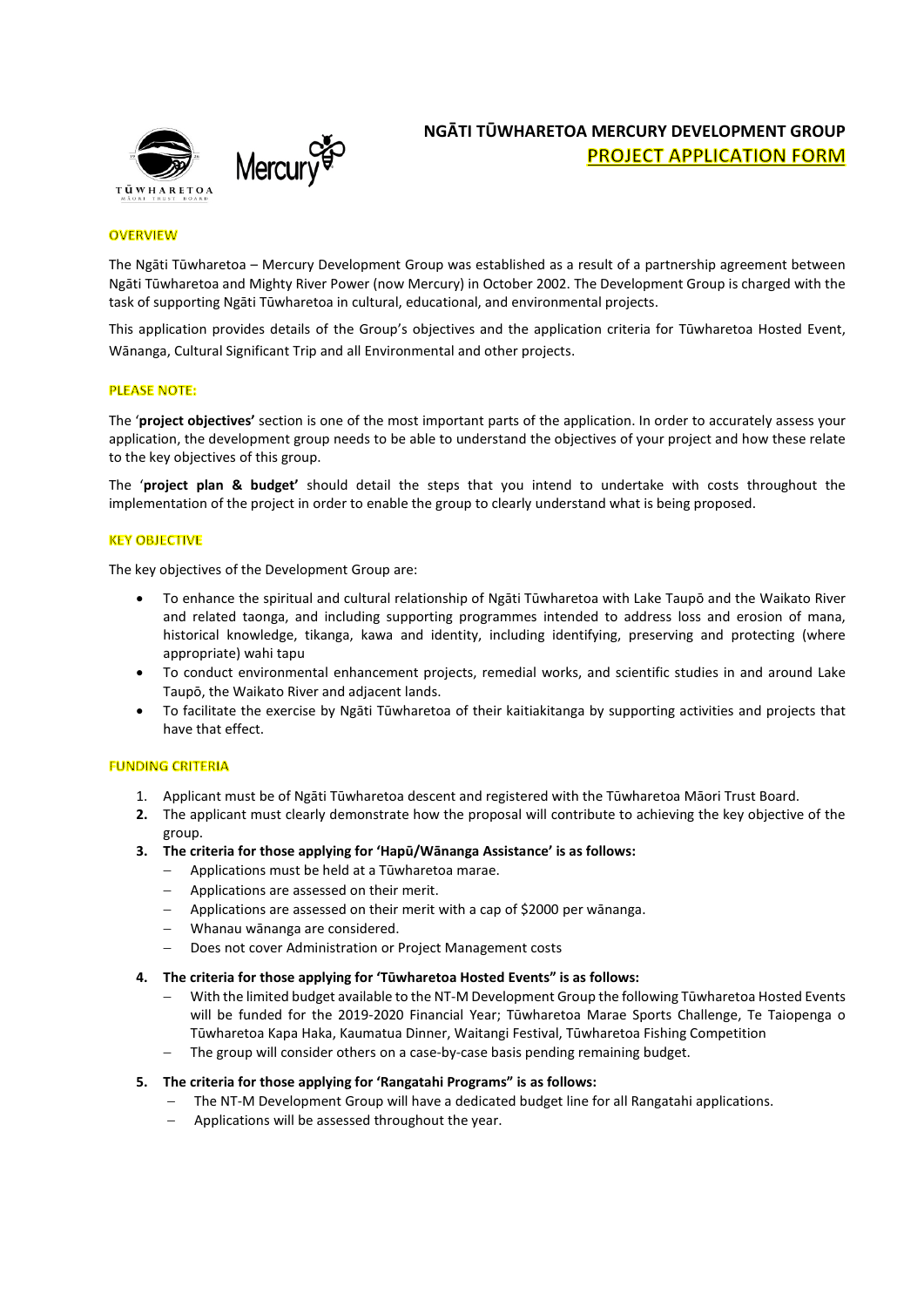# NGĀTI TŪWHARETOA MERCURY DEVELOPMENT GROUP

## PROJECT APPLICATION FORM

### OVERVIEW

The Ngāti Tūwharetoa – Mercury Development Group was established as a result of a partnership agreement between Ngāti Tūwharetoa and Mighty River Power (now Mercury) in October 2002. The Development Group is charged with the task of supporting Ngāti Tūwharetoa in cultural, educational, and environmental projects.

This application provides details of the Group's objectives and the application criteria for Tūwharetoa Hosted Event, Wānanga, Cultural Significant Trip and all Environmental and other projects.

### PLEASE NOTE:

The '**project objectives**' section is one of the most important parts of the application. In order to accurately assess your application, the development group needs to be able to understand the objectives of your project and how these relate to the key objectives of this group.

The '**project plan & budget**' should detail the steps that you intend to undertake with costs throughout the implementation of the project in order to enable the group to clearly understand what is being proposed.

### KEY OBJECTIVE

The key objectives of the Development Group are:

- To enhance the spiritual and cultural relationship of Ngāti Tūwharetoa with Lake Taupō and the Waikato River and related taonga, and including supporting programmes intended to address loss and erosion of mana, historical knowledge, tikanga, kawa and identity, including identifying, preserving and protecting (where appropriate) wahi tapu
- To conduct environmental enhancement projects, remedial works, and scientific studies in and around Lake Taupō, the Waikato River and adjacent lands.
- To facilitate the exercise by Ngāti Tūwharetoa of their kaitiakitanga by supporting activities and projects that have that effect.

### FUNDING CRITERIA

1. Applicant must be of Ngāti Tūwharetoa descent and registered with the Tūwharetoa Māori Trust Board.
2. The applicant must clearly demonstrate how the proposal will contribute to achieving the key objective of the group.
3. **The criteria for those applying for 'Hapū/Wānanga Assistance' is as follows:**
   - Applications must be held at a Tūwharetoa marae.
   - Applications are assessed on their merit.
   - Applications are assessed on their merit with a cap of $2000 per wānanga.
   - Whanau wānanga are considered.
   - Does not cover Administration or Project Management costs
4. **The criteria for those applying for 'Tūwharetoa Hosted Events" is as follows:**
   - With the limited budget available to the NT-M Development Group the following Tūwharetoa Hosted Events will be funded for the 2019-2020 Financial Year; Tūwharetoa Marae Sports Challenge, Te Taiopenga o Tūwharetoa Kapa Haka, Kaumatua Dinner, Waitangi Festival, Tūwharetoa Fishing Competition
   - The group will consider others on a case-by-case basis pending remaining budget.
5. **The criteria for those applying for 'Rangatahi Programs" is as follows:**
   - The NT-M Development Group will have a dedicated budget line for all Rangatahi applications.
   - Applications will be assessed throughout the year.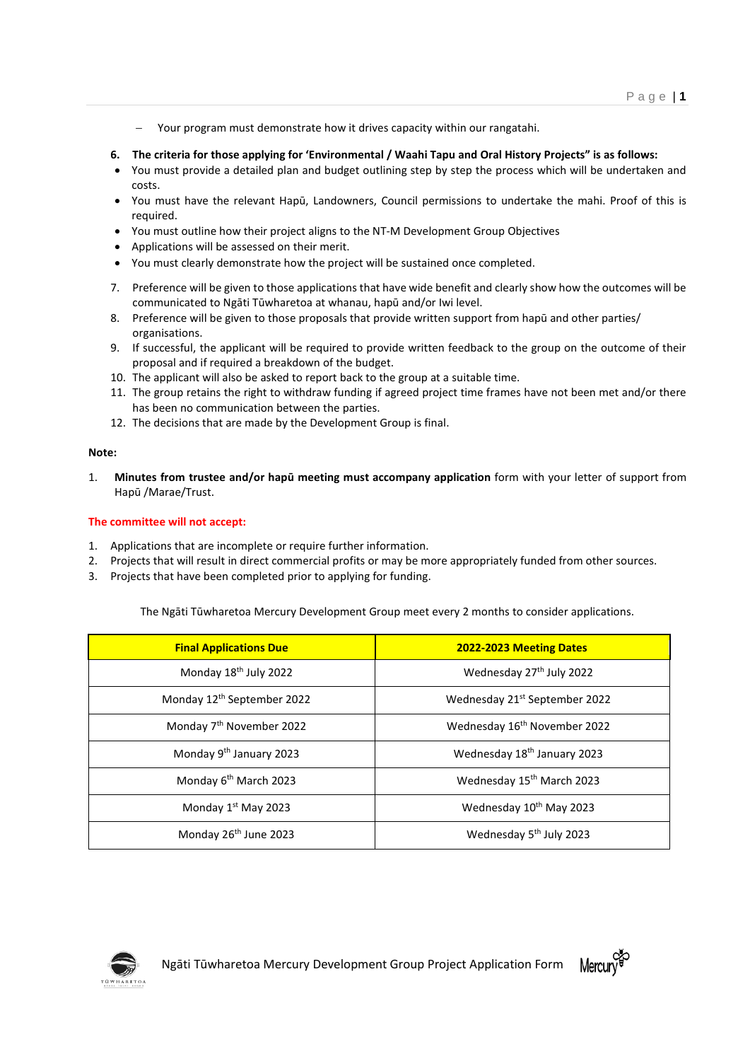- Your program must demonstrate how it drives capacity within our rangatahi.

6. **The criteria for those applying for 'Environmental / Waahi Tapu and Oral History Projects" is as follows:**

- You must provide a detailed plan and budget outlining step by step the process which will be undertaken and costs.
- You must have the relevant Hapū, Landowners, Council permissions to undertake the mahi. Proof of this is required.
- You must outline how their project aligns to the NT-M Development Group Objectives
- Applications will be assessed on their merit.
- You must clearly demonstrate how the project will be sustained once completed.

7. Preference will be given to those applications that have wide benefit and clearly show how the outcomes will be communicated to Ngāti Tūwharetoa at whanau, hapū and/or Iwi level.
8. Preference will be given to those proposals that provide written support from hapū and other parties/ organisations.
9. If successful, the applicant will be required to provide written feedback to the group on the outcome of their proposal and if required a breakdown of the budget.
10. The applicant will also be asked to report back to the group at a suitable time.
11. The group retains the right to withdraw funding if agreed project time frames have not been met and/or there has been no communication between the parties.
12. The decisions that are made by the Development Group is final.

**Note:**

1. **Minutes from trustee and/or hapū meeting must accompany application** form with your letter of support from Hapū /Marae/Trust.

**The committee will not accept:**

1. Applications that are incomplete or require further information.
2. Projects that will result in direct commercial profits or may be more appropriately funded from other sources.
3. Projects that have been completed prior to applying for funding.

The Ngāti Tūwharetoa Mercury Development Group meet every 2 months to consider applications.

| **Final Applications Due** | **2022-2023 Meeting Dates** |
|---|---|
| Monday 18th July 2022 | Wednesday 27th July 2022 |
| Monday 12th September 2022 | Wednesday 21st September 2022 |
| Monday 7th November 2022 | Wednesday 16th November 2022 |
| Monday 9th January 2023 | Wednesday 18th January 2023 |
| Monday 6th March 2023 | Wednesday 15th March 2023 |
| Monday 1st May 2023 | Wednesday 10th May 2023 |
| Monday 26th June 2023 | Wednesday 5th July 2023 |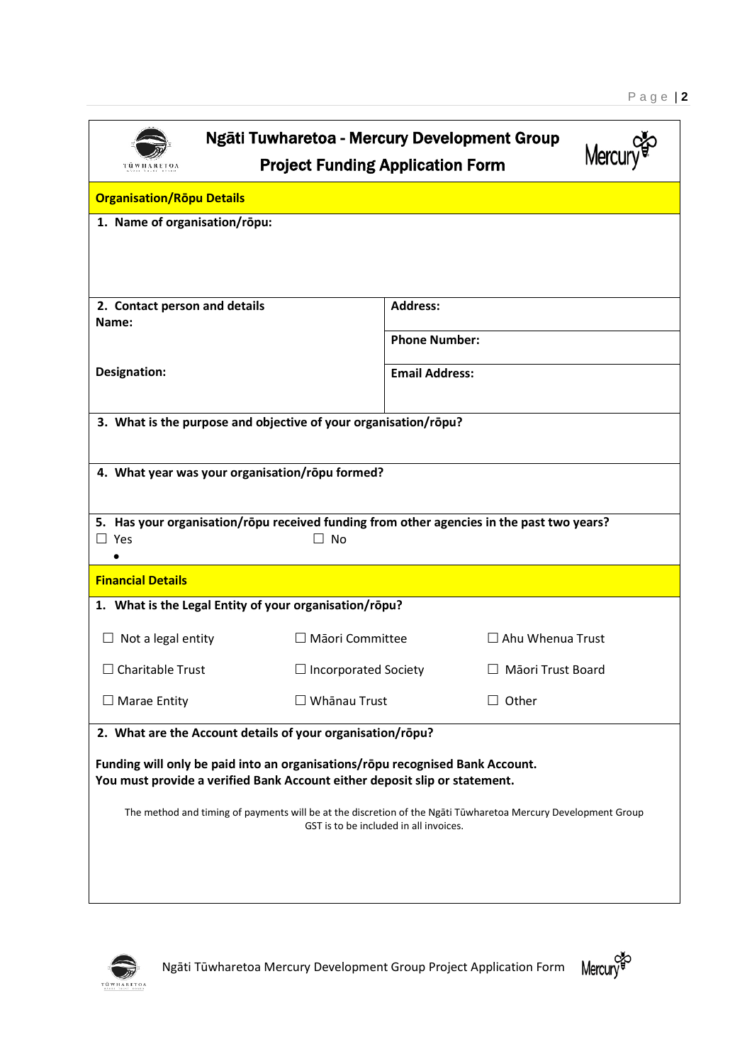# Ngāti Tuwharetoa - Mercury Development Group
## Project Funding Application Form

### Organisation/Rōpu Details

**1. Name of organisation/rōpu:**

| **2. Contact person and details** **Name:** | **Address:** |
|---|---|
| | **Phone Number:** |
| **Designation:** | **Email Address:** |

**3. What is the purpose and objective of your organisation/rōpu?**

**4. What year was your organisation/rōpu formed?**

**5. Has your organisation/rōpu received funding from other agencies in the past two years?**

☐ Yes ☐ No

- 

### Financial Details

**1. What is the Legal Entity of your organisation/rōpu?**

| | | |
|---|---|---|
| ☐ Not a legal entity | ☐ Māori Committee | ☐ Ahu Whenua Trust |
| ☐ Charitable Trust | ☐ Incorporated Society | ☐ Māori Trust Board |
| ☐ Marae Entity | ☐ Whānau Trust | ☐ Other |

**2. What are the Account details of your organisation/rōpu?**

**Funding will only be paid into an organisations/rōpu recognised Bank Account.**
**You must provide a verified Bank Account either deposit slip or statement.**

The method and timing of payments will be at the discretion of the Ngāti Tūwharetoa Mercury Development Group
GST is to be included in all invoices.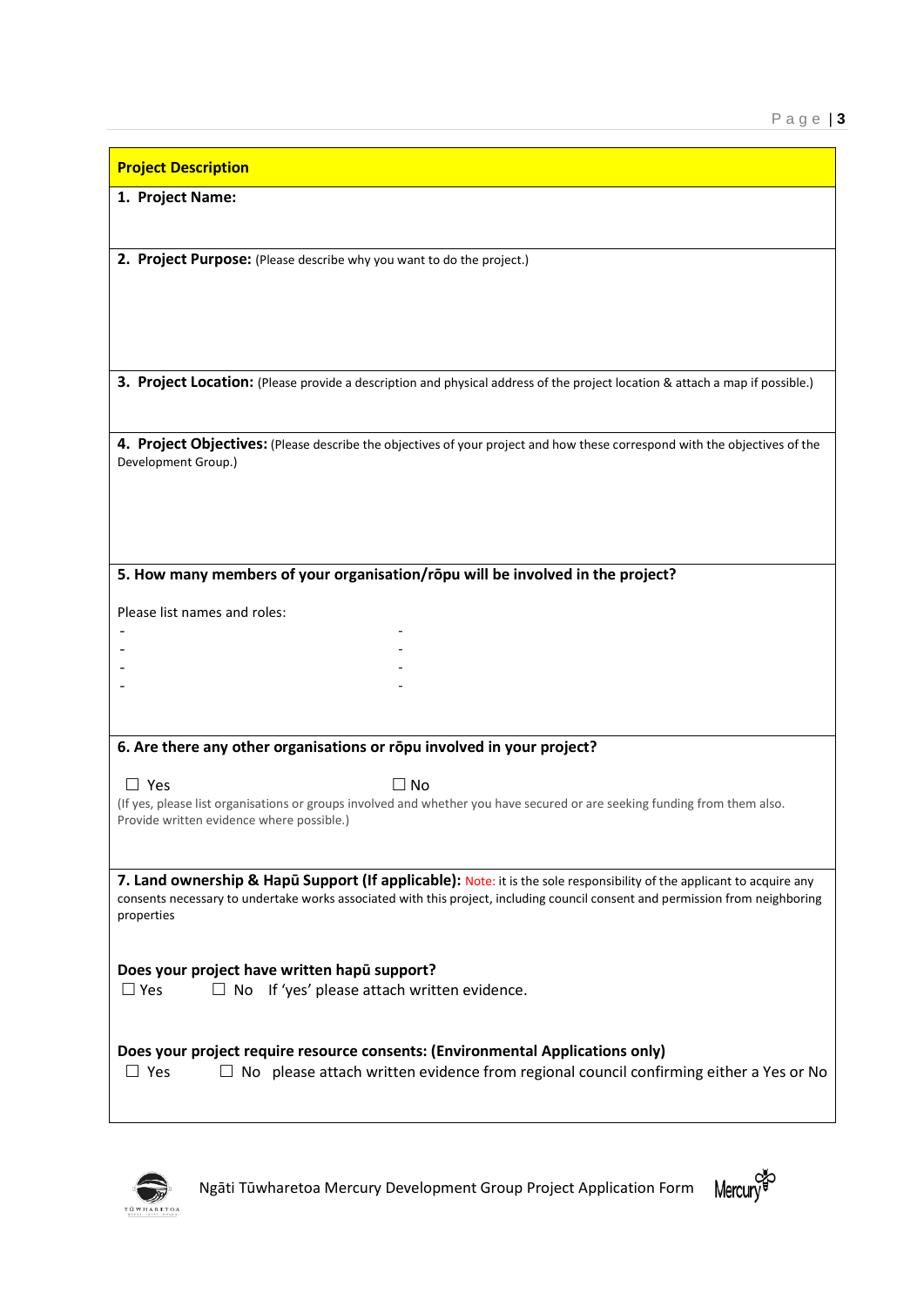## Project Description

**1. Project Name:**

**2. Project Purpose:** (Please describe why you want to do the project.)

**3. Project Location:** (Please provide a description and physical address of the project location & attach a map if possible.)

**4. Project Objectives:** (Please describe the objectives of your project and how these correspond with the objectives of the Development Group.)

**5. How many members of your organisation/rōpu will be involved in the project?**

Please list names and roles:

- -
- -
- -
- -

**6. Are there any other organisations or rōpu involved in your project?**

☐ Yes ☐ No

(If yes, please list organisations or groups involved and whether you have secured or are seeking funding from them also. Provide written evidence where possible.)

**7. Land ownership & Hapū Support (If applicable):** Note: it is the sole responsibility of the applicant to acquire any consents necessary to undertake works associated with this project, including council consent and permission from neighboring properties

**Does your project have written hapū support?**

☐ Yes ☐ No If 'yes' please attach written evidence.

**Does your project require resource consents: (Environmental Applications only)**

☐ Yes ☐ No please attach written evidence from regional council confirming either a Yes or No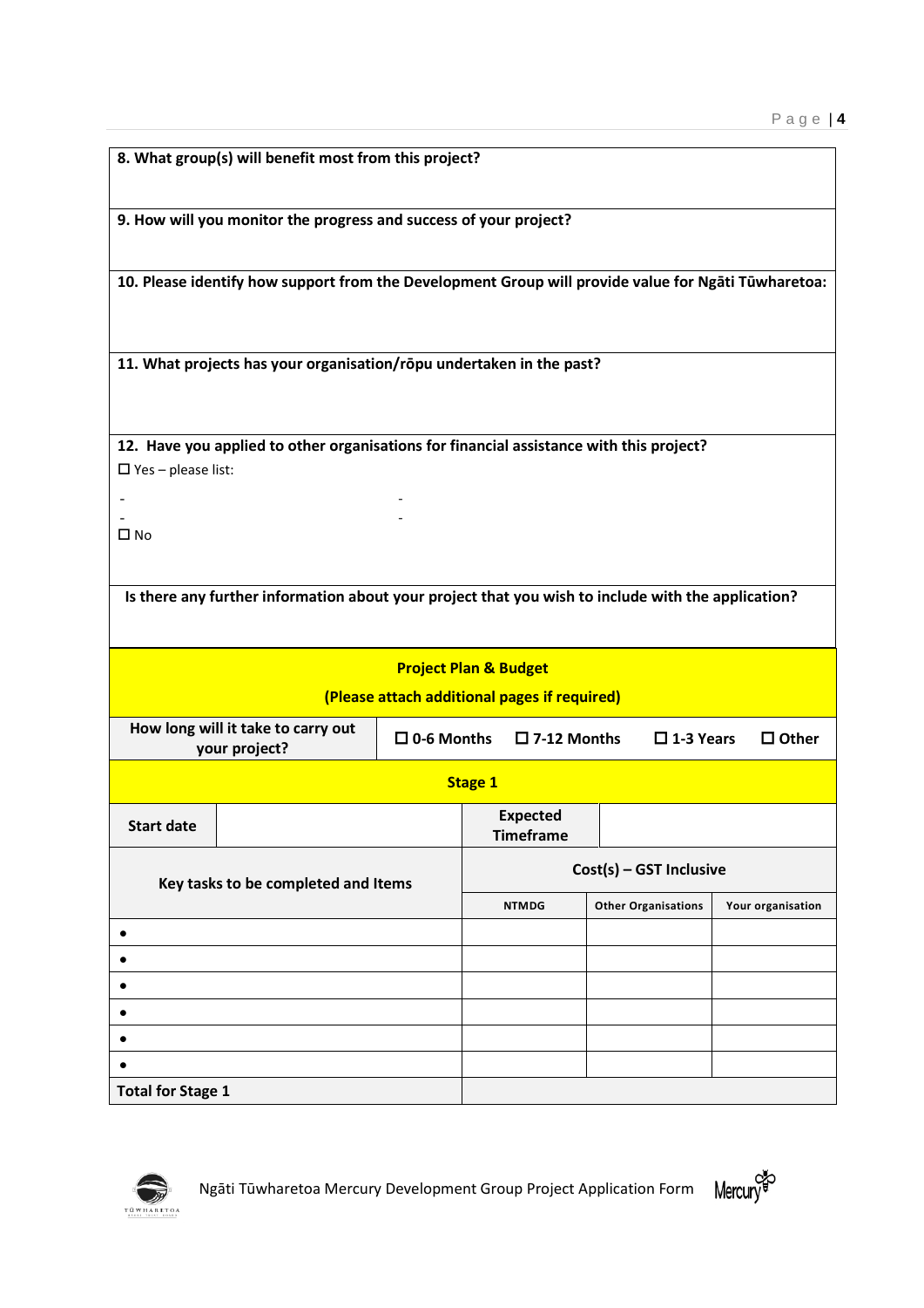**8. What group(s) will benefit most from this project?**

**9. How will you monitor the progress and success of your project?**

**10. Please identify how support from the Development Group will provide value for Ngāti Tūwharetoa:**

**11. What projects has your organisation/rōpu undertaken in the past?**

**12. Have you applied to other organisations for financial assistance with this project?**

☐ Yes – please list:

- 
- 

☐ No

**Is there any further information about your project that you wish to include with the application?**

**Project Plan & Budget**

**(Please attach additional pages if required)**

| **How long will it take to carry out your project?** | ☐ **0-6 Months** | ☐ **7-12 Months** | ☐ **1-3 Years** | ☐ **Other** |
|---|---|---|---|---|

**Stage 1**

| **Start date** | | **Expected Timeframe** | |
|---|---|---|---|

| **Key tasks to be completed and Items** | **Cost(s) – GST Inclusive** | | |
|---|---|---|---|
| | **NTMDG** | **Other Organisations** | **Your organisation** |
| • | | | |
| • | | | |
| • | | | |
| • | | | |
| • | | | |
| • | | | |
| **Total for Stage 1** | | | |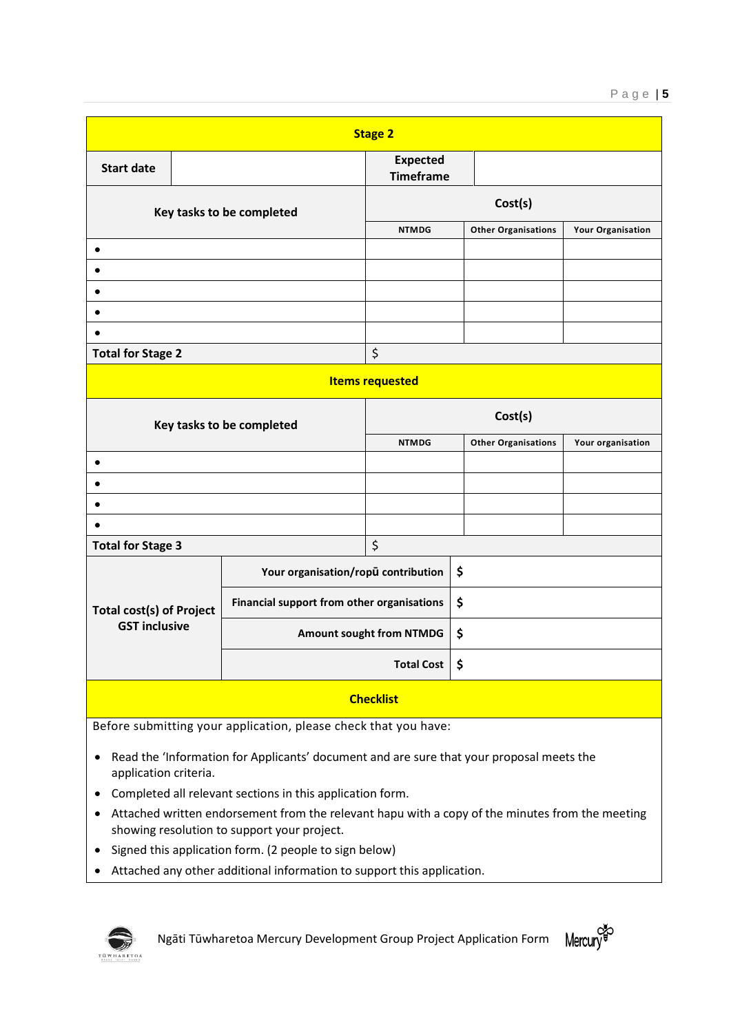| Stage 2 | | | |
|---|---|---|---|
| **Start date** | | **Expected Timeframe** | |
| **Key tasks to be completed** | **Cost(s)** | | |
| | **NTMDG** | **Other Organisations** | **Your Organisation** |
| • | | | |
| • | | | |
| • | | | |
| • | | | |
| • | | | |
| **Total for Stage 2** | $ | | |

| Items requested | | | |
|---|---|---|---|
| **Key tasks to be completed** | **Cost(s)** | | |
| | **NTMDG** | **Other Organisations** | **Your organisation** |
| • | | | |
| • | | | |
| • | | | |
| • | | | |
| **Total for Stage 3** | $ | | |

| | | |
|---|---|---|
| **Total cost(s) of Project GST inclusive** | **Your organisation/ropū contribution** | **$** |
| | **Financial support from other organisations** | **$** |
| | **Amount sought from NTMDG** | **$** |
| | **Total Cost** | **$** |

## Checklist

Before submitting your application, please check that you have:

- Read the 'Information for Applicants' document and are sure that your proposal meets the application criteria.
- Completed all relevant sections in this application form.
- Attached written endorsement from the relevant hapu with a copy of the minutes from the meeting showing resolution to support your project.
- Signed this application form. (2 people to sign below)
- Attached any other additional information to support this application.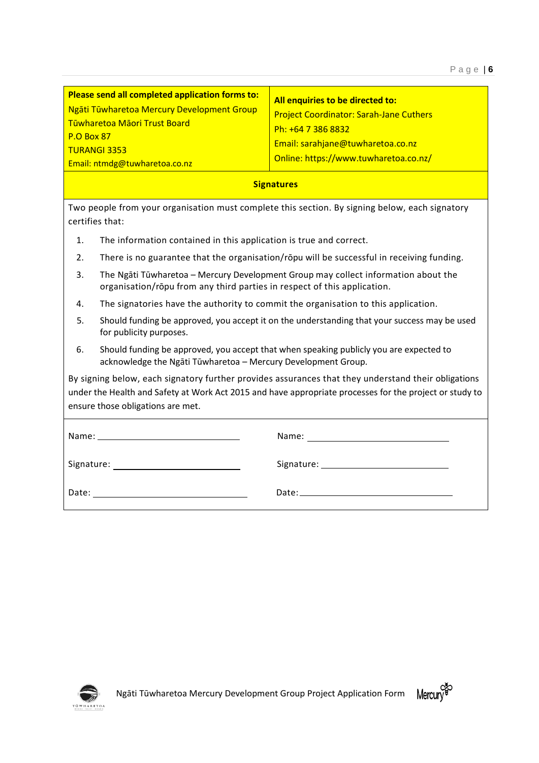| **Please send all completed application forms to:** | **All enquiries to be directed to:** |
| --- | --- |
| Ngāti Tūwharetoa Mercury Development Group<br>Tūwharetoa Māori Trust Board<br>P.O Box 87<br>TURANGI 3353<br>Email: ntmdg@tuwharetoa.co.nz | Project Coordinator: Sarah-Jane Cuthers<br>Ph: +64 7 386 8832<br>Email: sarahjane@tuwharetoa.co.nz<br>Online: https://www.tuwharetoa.co.nz/ |

## Signatures

Two people from your organisation must complete this section. By signing below, each signatory certifies that:

1. The information contained in this application is true and correct.
2. There is no guarantee that the organisation/rōpu will be successful in receiving funding.
3. The Ngāti Tūwharetoa – Mercury Development Group may collect information about the organisation/rōpu from any third parties in respect of this application.
4. The signatories have the authority to commit the organisation to this application.
5. Should funding be approved, you accept it on the understanding that your success may be used for publicity purposes.
6. Should funding be approved, you accept that when speaking publicly you are expected to acknowledge the Ngāti Tūwharetoa – Mercury Development Group.

By signing below, each signatory further provides assurances that they understand their obligations under the Health and Safety at Work Act 2015 and have appropriate processes for the project or study to ensure those obligations are met.

| | |
| --- | --- |
| Name: ______________________ | Name: ______________________ |
| Signature: ______________________ | Signature: ______________________ |
| Date: ______________________ | Date: ______________________ |